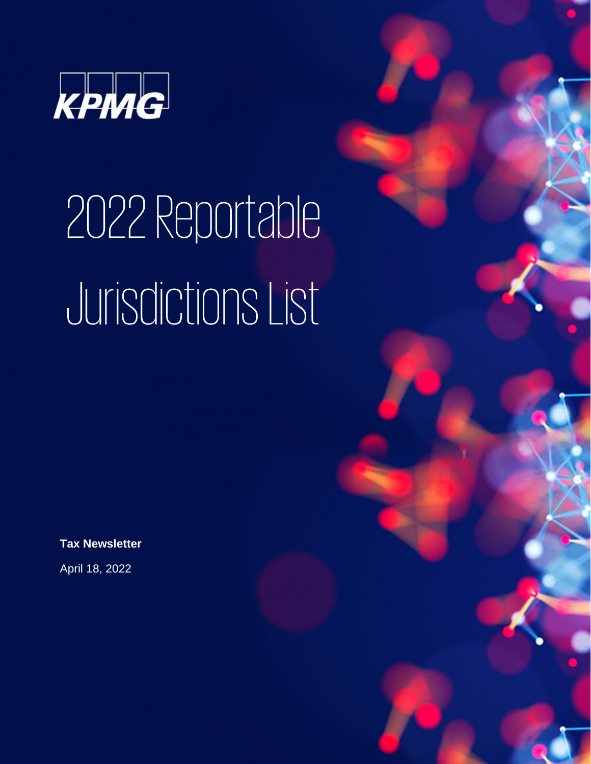KPMG

# 2022 Reportable Jurisdictions List

**Tax Newsletter**

April 18, 2022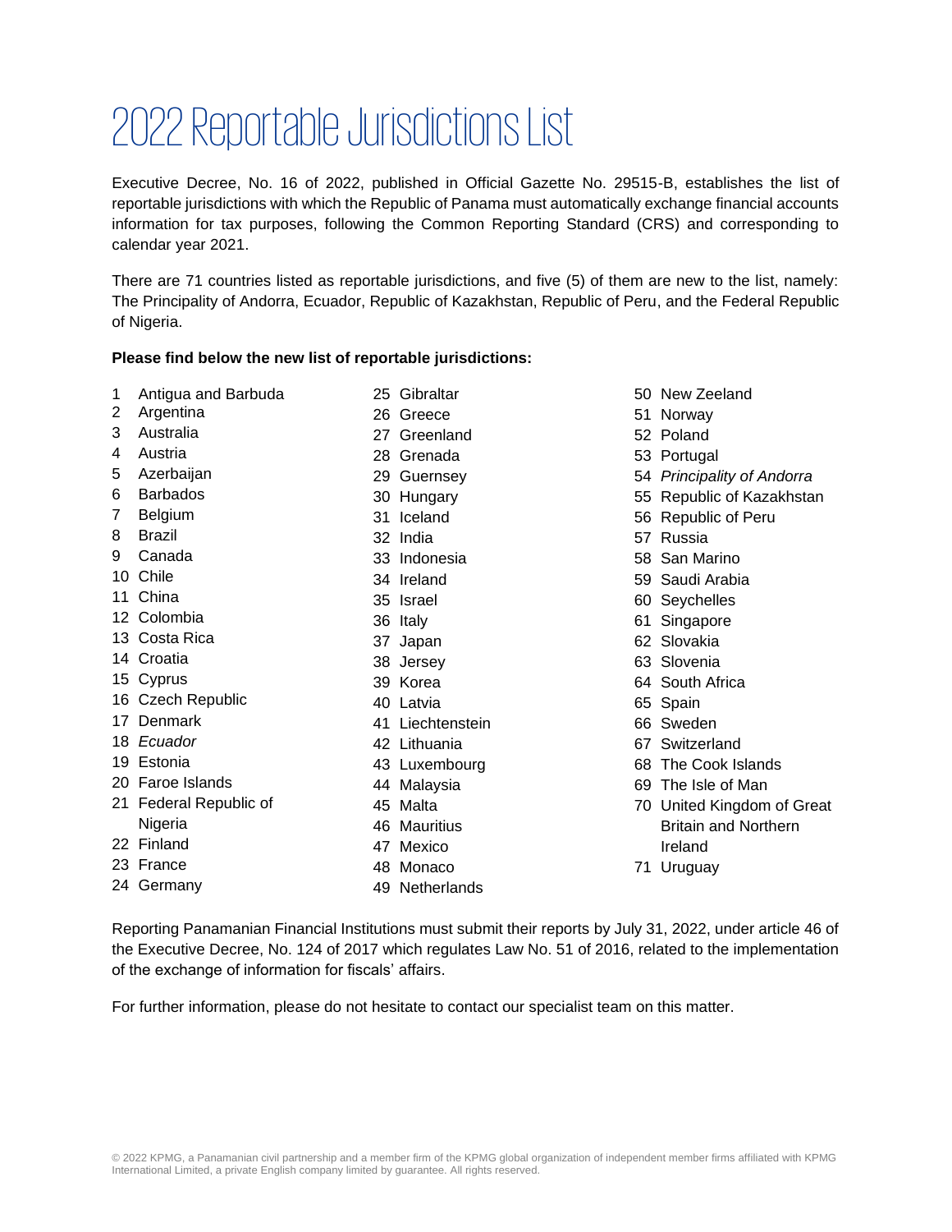# 2022 Reportable Jurisdictions List

Executive Decree, No. 16 of 2022, published in Official Gazette No. 29515-B, establishes the list of reportable jurisdictions with which the Republic of Panama must automatically exchange financial accounts information for tax purposes, following the Common Reporting Standard (CRS) and corresponding to calendar year 2021.

There are 71 countries listed as reportable jurisdictions, and five (5) of them are new to the list, namely: The Principality of Andorra, Ecuador, Republic of Kazakhstan, Republic of Peru, and the Federal Republic of Nigeria.

**Please find below the new list of reportable jurisdictions:**

1. Antigua and Barbuda
2. Argentina
3. Australia
4. Austria
5. Azerbaijan
6. Barbados
7. Belgium
8. Brazil
9. Canada
10. Chile
11. China
12. Colombia
13. Costa Rica
14. Croatia
15. Cyprus
16. Czech Republic
17. Denmark
18. *Ecuador*
19. Estonia
20. Faroe Islands
21. Federal Republic of Nigeria
22. Finland
23. France
24. Germany
25. Gibraltar
26. Greece
27. Greenland
28. Grenada
29. Guernsey
30. Hungary
31. Iceland
32. India
33. Indonesia
34. Ireland
35. Israel
36. Italy
37. Japan
38. Jersey
39. Korea
40. Latvia
41. Liechtenstein
42. Lithuania
43. Luxembourg
44. Malaysia
45. Malta
46. Mauritius
47. Mexico
48. Monaco
49. Netherlands
50. New Zeeland
51. Norway
52. Poland
53. Portugal
54. *Principality of Andorra*
55. Republic of Kazakhstan
56. Republic of Peru
57. Russia
58. San Marino
59. Saudi Arabia
60. Seychelles
61. Singapore
62. Slovakia
63. Slovenia
64. South Africa
65. Spain
66. Sweden
67. Switzerland
68. The Cook Islands
69. The Isle of Man
70. United Kingdom of Great Britain and Northern Ireland
71. Uruguay

Reporting Panamanian Financial Institutions must submit their reports by July 31, 2022, under article 46 of the Executive Decree, No. 124 of 2017 which regulates Law No. 51 of 2016, related to the implementation of the exchange of information for fiscals' affairs.

For further information, please do not hesitate to contact our specialist team on this matter.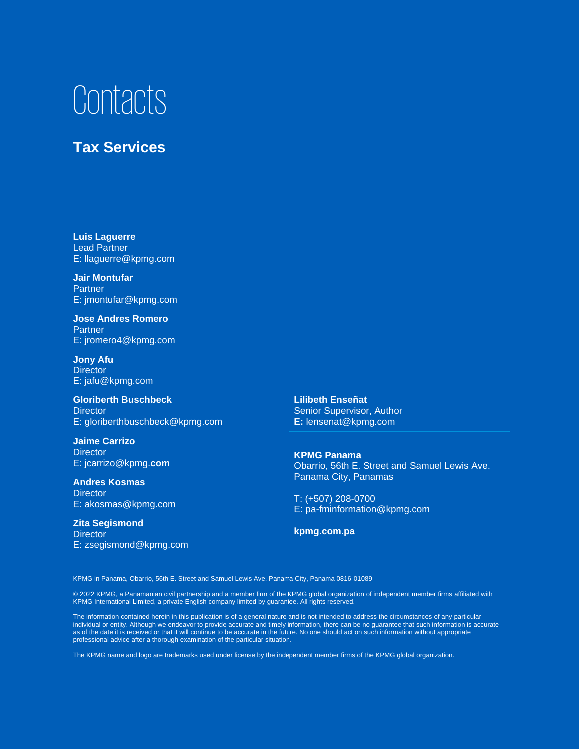# Contacts

## Tax Services

**Luis Laguerre**
Lead Partner
E: llaguerre@kpmg.com

**Jair Montufar**
Partner
E: jmontufar@kpmg.com

**Jose Andres Romero**
Partner
E: jromero4@kpmg.com

**Jony Afu**
Director
E: jafu@kpmg.com

**Gloriberth Buschbeck**
Director
E: gloriberthbuschbeck@kpmg.com

**Jaime Carrizo**
Director
E: jcarrizo@kpmg.**com**

**Andres Kosmas**
Director
E: akosmas@kpmg.com

**Zita Segismond**
Director
E: zsegismond@kpmg.com

**Lilibeth Enseñat**
Senior Supervisor, Author
**E:** lensenat@kpmg.com

**KPMG Panama**
Obarrio, 56th E. Street and Samuel Lewis Ave.
Panama City, Panamas

T: (+507) 208-0700
E: pa-fminformation@kpmg.com

**kpmg.com.pa**

KPMG in Panama, Obarrio, 56th E. Street and Samuel Lewis Ave. Panama City, Panama 0816-01089

© 2022 KPMG, a Panamanian civil partnership and a member firm of the KPMG global organization of independent member firms affiliated with KPMG International Limited, a private English company limited by guarantee. All rights reserved.

The information contained herein in this publication is of a general nature and is not intended to address the circumstances of any particular individual or entity. Although we endeavor to provide accurate and timely information, there can be no guarantee that such information is accurate as of the date it is received or that it will continue to be accurate in the future. No one should act on such information without appropriate professional advice after a thorough examination of the particular situation.

The KPMG name and logo are trademarks used under license by the independent member firms of the KPMG global organization.